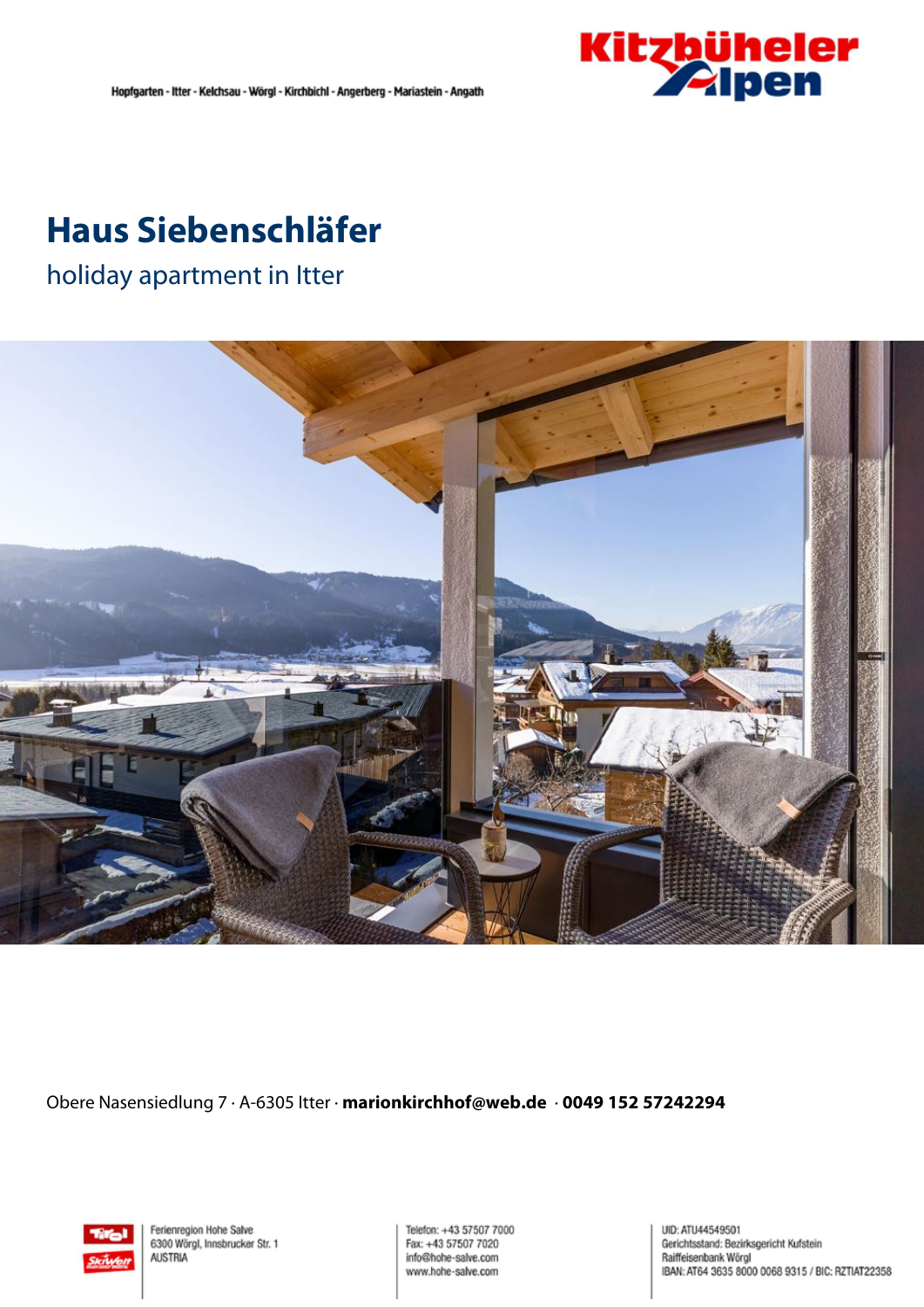Hopfgarten - Itter - Kelchsau - Wörgl - Kirchbichl - Angerberg - Mariastein - Angath

# Haus Siebenschläfer

## holiday apartment in Itter

Obere Nasensiedlung 7 · A-6305 Itter · **marionkirchhof@web.de** · **0049 152 57242294**

Ferienregion Hohe Salve
6300 Wörgl, Innsbrucker Str. 1
AUSTRIA

Telefon: +43 57507 7000
Fax: +43 57507 7020
info@hohe-salve.com
www.hohe-salve.com

UID: ATU44549501
Gerichtsstand: Bezirksgericht Kufstein
Raiffeisenbank Wörgl
IBAN: AT64 3635 8000 0068 9315 / BIC: RZTIAT22358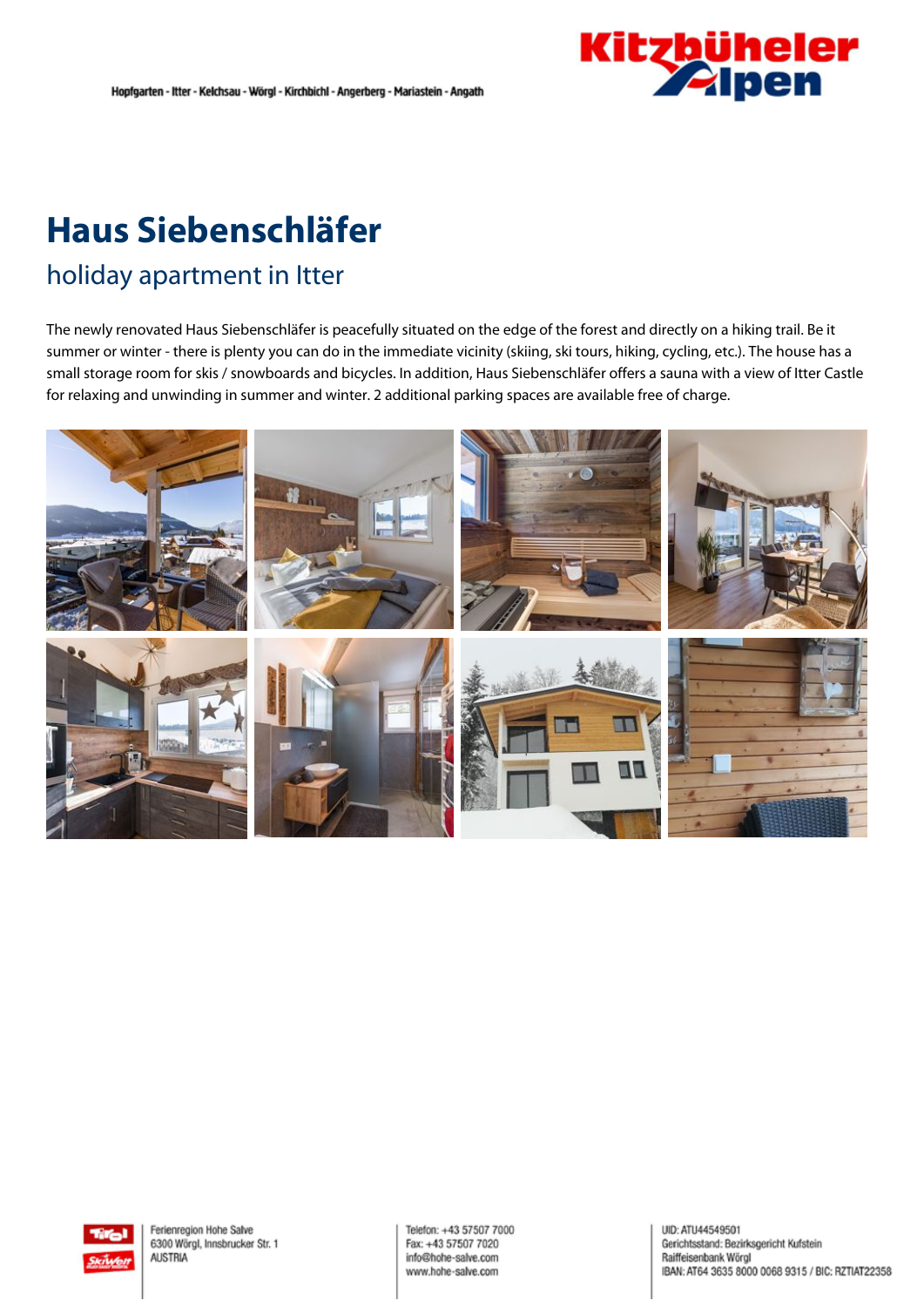# Haus Siebenschläfer

## holiday apartment in Itter

The newly renovated Haus Siebenschläfer is peacefully situated on the edge of the forest and directly on a hiking trail. Be it summer or winter - there is plenty you can do in the immediate vicinity (skiing, ski tours, hiking, cycling, etc.). The house has a small storage room for skis / snowboards and bicycles. In addition, Haus Siebenschläfer offers a sauna with a view of Itter Castle for relaxing and unwinding in summer and winter. 2 additional parking spaces are available free of charge.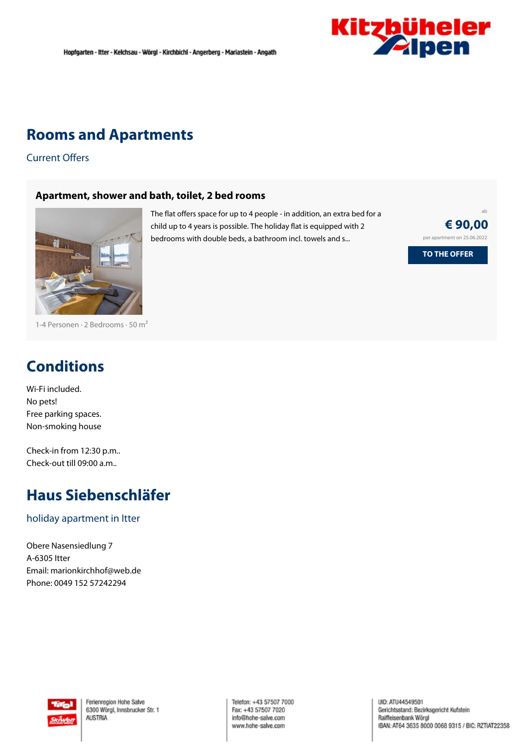# Rooms and Apartments

Current Offers

### Apartment, shower and bath, toilet, 2 bed rooms

The flat offers space for up to 4 people - in addition, an extra bed for a child up to 4 years is possible. The holiday flat is equipped with 2 bedrooms with double beds, a bathroom incl. towels and s...

ab
**€ 90,00**
per apartment on 25.06.2022

TO THE OFFER

1-4 Personen · 2 Bedrooms · 50 m²

# Conditions

Wi-Fi included.
No pets!
Free parking spaces.
Non-smoking house

Check-in from 12:30 p.m..
Check-out till 09:00 a.m..

# Haus Siebenschläfer

holiday apartment in Itter

Obere Nasensiedlung 7
A-6305 Itter
Email: marionkirchhof@web.de
Phone: 0049 152 57242294